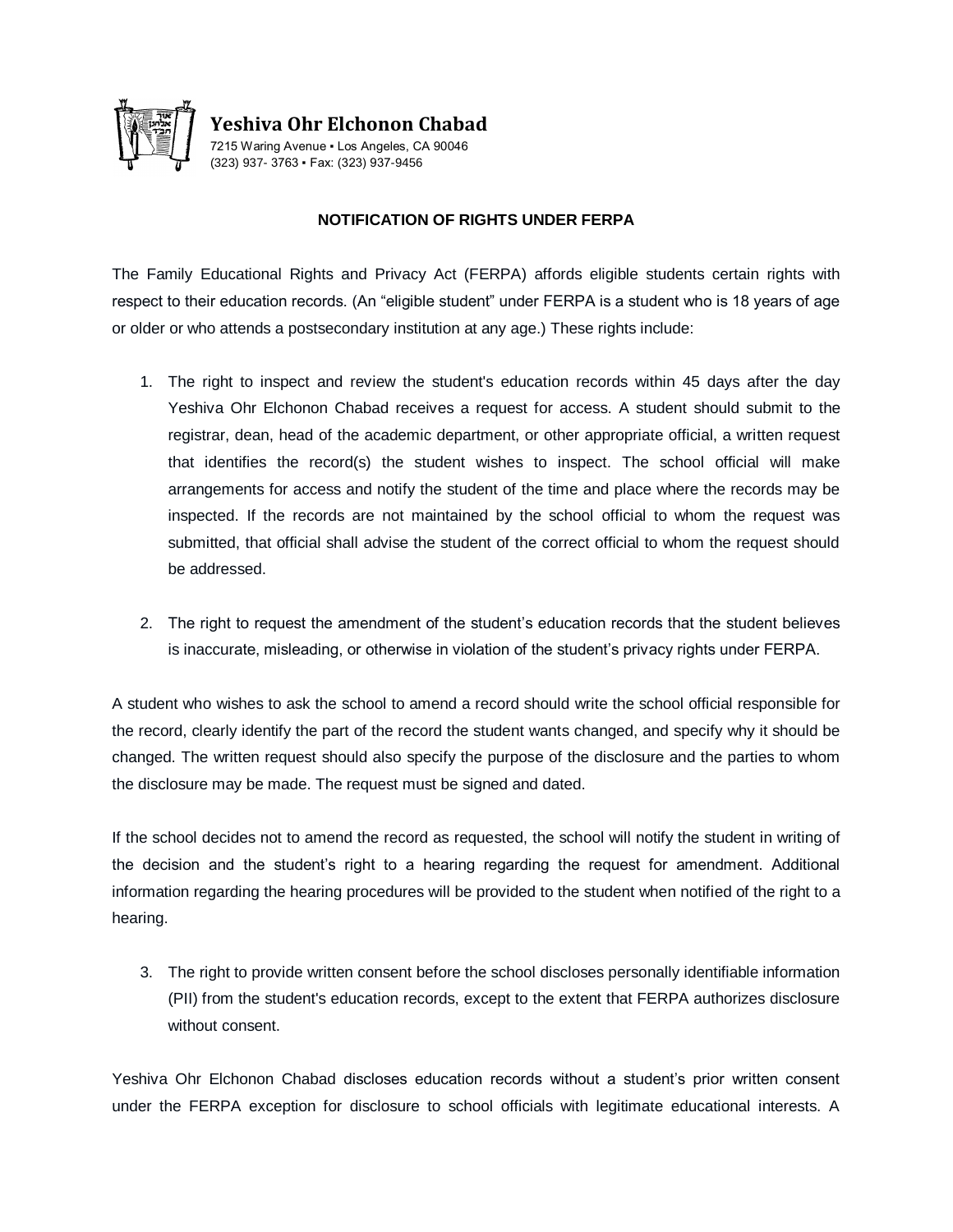**Yeshiva Ohr Elchonon Chabad**
7215 Waring Avenue ▪ Los Angeles, CA 90046
(323) 937- 3763 ▪ Fax: (323) 937-9456

# NOTIFICATION OF RIGHTS UNDER FERPA

The Family Educational Rights and Privacy Act (FERPA) affords eligible students certain rights with respect to their education records. (An "eligible student" under FERPA is a student who is 18 years of age or older or who attends a postsecondary institution at any age.) These rights include:

1. The right to inspect and review the student's education records within 45 days after the day Yeshiva Ohr Elchonon Chabad receives a request for access. A student should submit to the registrar, dean, head of the academic department, or other appropriate official, a written request that identifies the record(s) the student wishes to inspect. The school official will make arrangements for access and notify the student of the time and place where the records may be inspected. If the records are not maintained by the school official to whom the request was submitted, that official shall advise the student of the correct official to whom the request should be addressed.

2. The right to request the amendment of the student's education records that the student believes is inaccurate, misleading, or otherwise in violation of the student's privacy rights under FERPA.

A student who wishes to ask the school to amend a record should write the school official responsible for the record, clearly identify the part of the record the student wants changed, and specify why it should be changed. The written request should also specify the purpose of the disclosure and the parties to whom the disclosure may be made. The request must be signed and dated.

If the school decides not to amend the record as requested, the school will notify the student in writing of the decision and the student's right to a hearing regarding the request for amendment. Additional information regarding the hearing procedures will be provided to the student when notified of the right to a hearing.

3. The right to provide written consent before the school discloses personally identifiable information (PII) from the student's education records, except to the extent that FERPA authorizes disclosure without consent.

Yeshiva Ohr Elchonon Chabad discloses education records without a student's prior written consent under the FERPA exception for disclosure to school officials with legitimate educational interests. A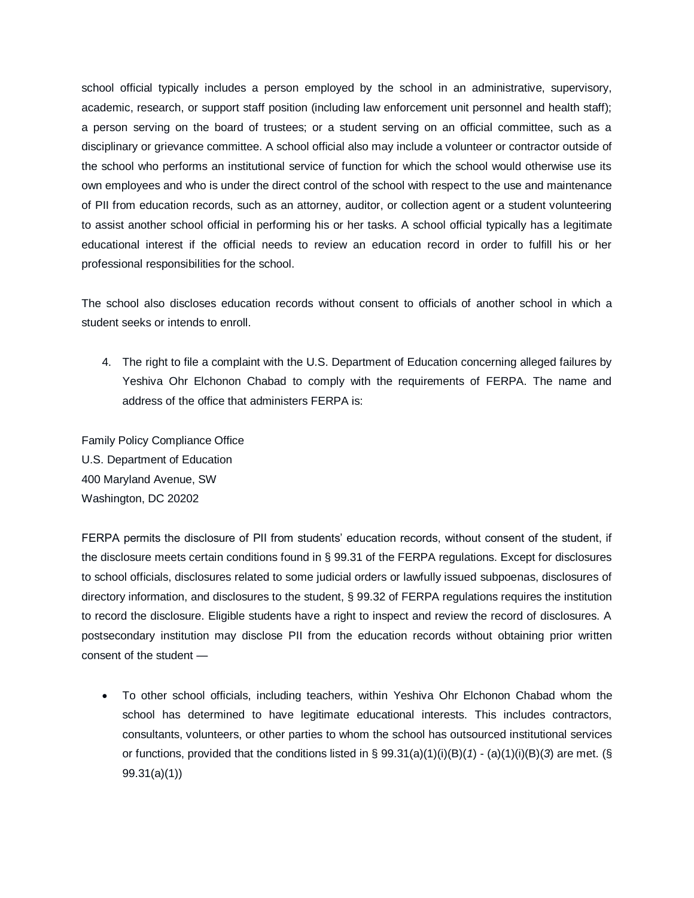school official typically includes a person employed by the school in an administrative, supervisory, academic, research, or support staff position (including law enforcement unit personnel and health staff); a person serving on the board of trustees; or a student serving on an official committee, such as a disciplinary or grievance committee. A school official also may include a volunteer or contractor outside of the school who performs an institutional service of function for which the school would otherwise use its own employees and who is under the direct control of the school with respect to the use and maintenance of PII from education records, such as an attorney, auditor, or collection agent or a student volunteering to assist another school official in performing his or her tasks. A school official typically has a legitimate educational interest if the official needs to review an education record in order to fulfill his or her professional responsibilities for the school.

The school also discloses education records without consent to officials of another school in which a student seeks or intends to enroll.

4. The right to file a complaint with the U.S. Department of Education concerning alleged failures by Yeshiva Ohr Elchonon Chabad to comply with the requirements of FERPA. The name and address of the office that administers FERPA is:

Family Policy Compliance Office
U.S. Department of Education
400 Maryland Avenue, SW
Washington, DC 20202

FERPA permits the disclosure of PII from students' education records, without consent of the student, if the disclosure meets certain conditions found in § 99.31 of the FERPA regulations. Except for disclosures to school officials, disclosures related to some judicial orders or lawfully issued subpoenas, disclosures of directory information, and disclosures to the student, § 99.32 of FERPA regulations requires the institution to record the disclosure. Eligible students have a right to inspect and review the record of disclosures. A postsecondary institution may disclose PII from the education records without obtaining prior written consent of the student —

- To other school officials, including teachers, within Yeshiva Ohr Elchonon Chabad whom the school has determined to have legitimate educational interests. This includes contractors, consultants, volunteers, or other parties to whom the school has outsourced institutional services or functions, provided that the conditions listed in § 99.31(a)(1)(i)(B)(*1*) - (a)(1)(i)(B)(*3*) are met. (§ 99.31(a)(1))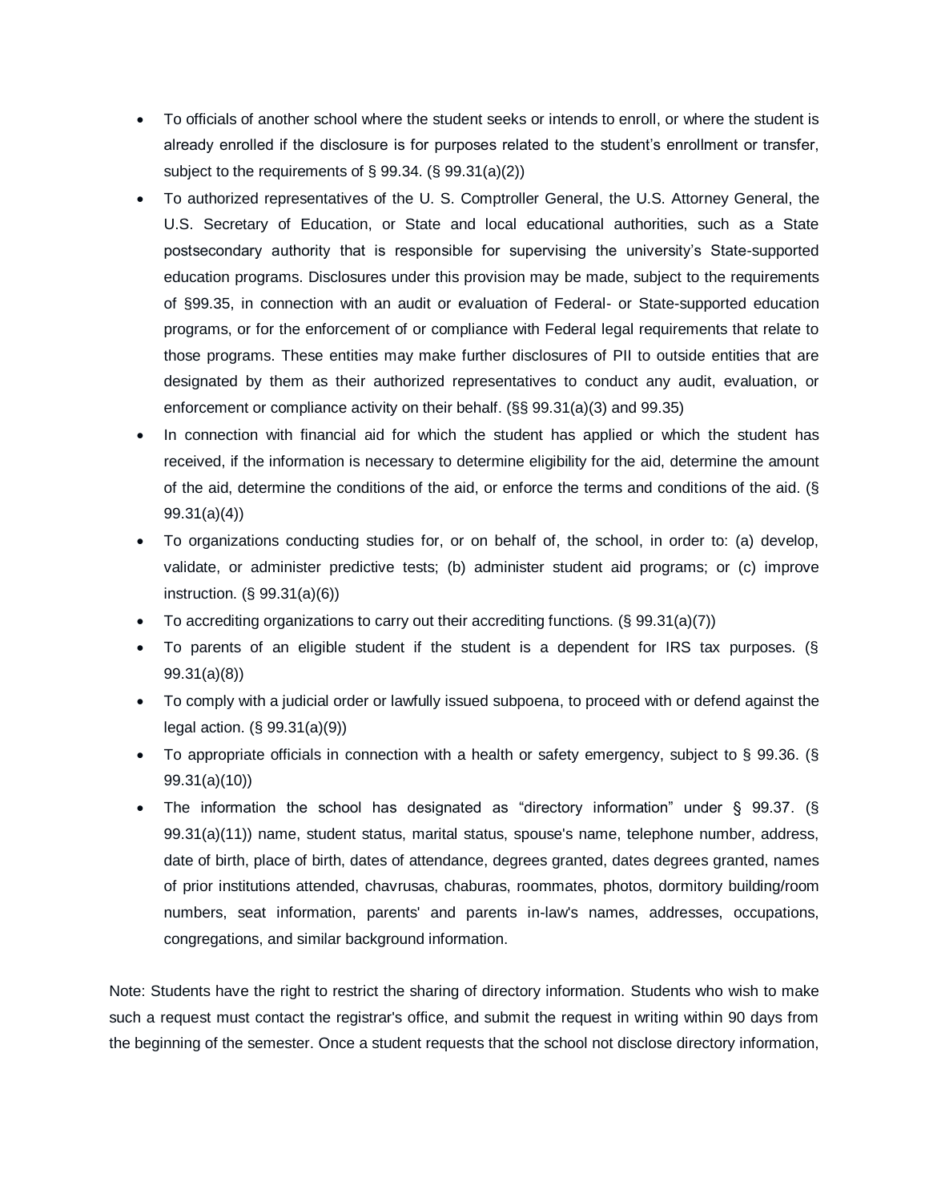- To officials of another school where the student seeks or intends to enroll, or where the student is already enrolled if the disclosure is for purposes related to the student's enrollment or transfer, subject to the requirements of § 99.34. (§ 99.31(a)(2))
- To authorized representatives of the U. S. Comptroller General, the U.S. Attorney General, the U.S. Secretary of Education, or State and local educational authorities, such as a State postsecondary authority that is responsible for supervising the university's State-supported education programs. Disclosures under this provision may be made, subject to the requirements of §99.35, in connection with an audit or evaluation of Federal- or State-supported education programs, or for the enforcement of or compliance with Federal legal requirements that relate to those programs. These entities may make further disclosures of PII to outside entities that are designated by them as their authorized representatives to conduct any audit, evaluation, or enforcement or compliance activity on their behalf. (§§ 99.31(a)(3) and 99.35)
- In connection with financial aid for which the student has applied or which the student has received, if the information is necessary to determine eligibility for the aid, determine the amount of the aid, determine the conditions of the aid, or enforce the terms and conditions of the aid. (§ 99.31(a)(4))
- To organizations conducting studies for, or on behalf of, the school, in order to: (a) develop, validate, or administer predictive tests; (b) administer student aid programs; or (c) improve instruction. (§ 99.31(a)(6))
- To accrediting organizations to carry out their accrediting functions. (§ 99.31(a)(7))
- To parents of an eligible student if the student is a dependent for IRS tax purposes. (§ 99.31(a)(8))
- To comply with a judicial order or lawfully issued subpoena, to proceed with or defend against the legal action. (§ 99.31(a)(9))
- To appropriate officials in connection with a health or safety emergency, subject to § 99.36. (§ 99.31(a)(10))
- The information the school has designated as "directory information" under § 99.37. (§ 99.31(a)(11)) name, student status, marital status, spouse's name, telephone number, address, date of birth, place of birth, dates of attendance, degrees granted, dates degrees granted, names of prior institutions attended, chavrusas, chaburas, roommates, photos, dormitory building/room numbers, seat information, parents' and parents in-law's names, addresses, occupations, congregations, and similar background information.

Note: Students have the right to restrict the sharing of directory information. Students who wish to make such a request must contact the registrar's office, and submit the request in writing within 90 days from the beginning of the semester. Once a student requests that the school not disclose directory information,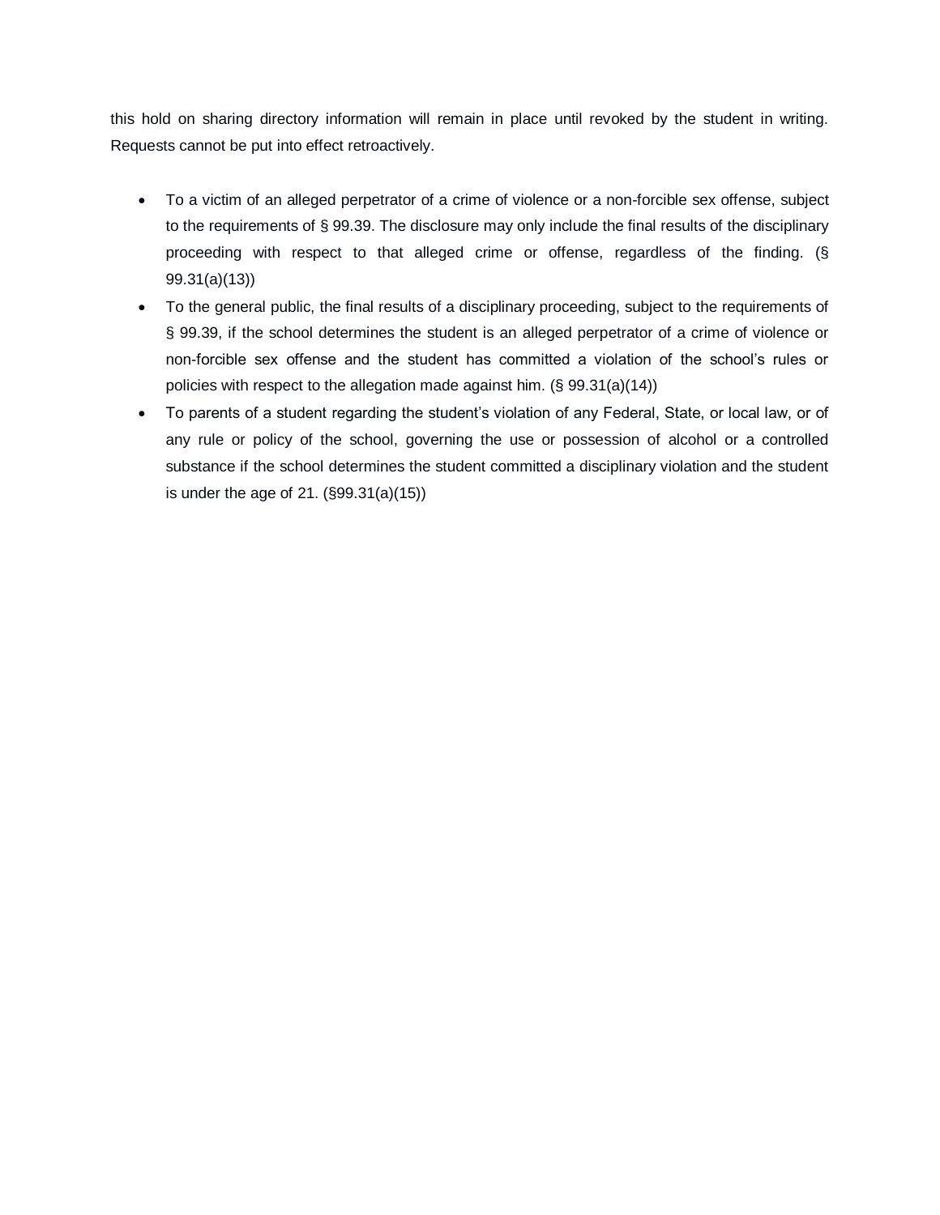this hold on sharing directory information will remain in place until revoked by the student in writing. Requests cannot be put into effect retroactively.

- To a victim of an alleged perpetrator of a crime of violence or a non-forcible sex offense, subject to the requirements of § 99.39. The disclosure may only include the final results of the disciplinary proceeding with respect to that alleged crime or offense, regardless of the finding. (§ 99.31(a)(13))
- To the general public, the final results of a disciplinary proceeding, subject to the requirements of § 99.39, if the school determines the student is an alleged perpetrator of a crime of violence or non-forcible sex offense and the student has committed a violation of the school's rules or policies with respect to the allegation made against him. (§ 99.31(a)(14))
- To parents of a student regarding the student's violation of any Federal, State, or local law, or of any rule or policy of the school, governing the use or possession of alcohol or a controlled substance if the school determines the student committed a disciplinary violation and the student is under the age of 21. (§99.31(a)(15))